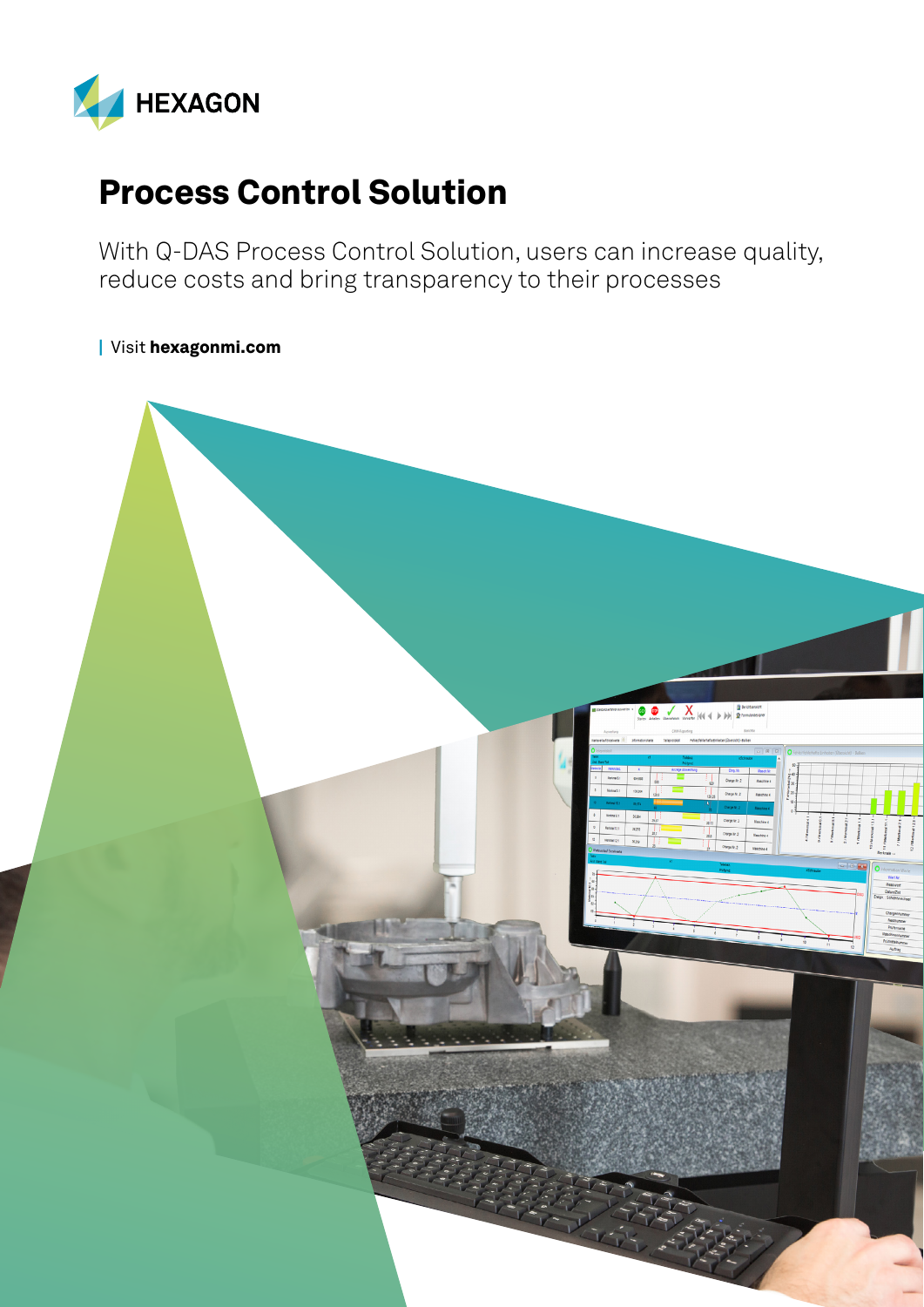HEXAGON

# Process Control Solution

With Q-DAS Process Control Solution, users can increase quality, reduce costs and bring transparency to their processes

| Visit **hexagonmi.com**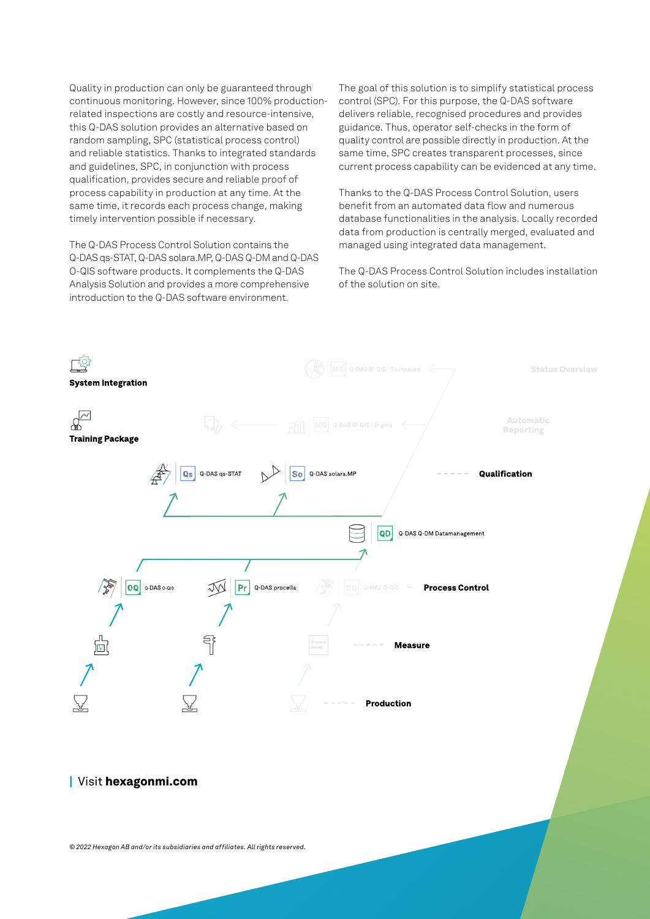Quality in production can only be guaranteed through continuous monitoring. However, since 100% production-related inspections are costly and resource-intensive, this Q-DAS solution provides an alternative based on random sampling, SPC (statistical process control) and reliable statistics. Thanks to integrated standards and guidelines, SPC, in conjunction with process qualification, provides secure and reliable proof of process capability in production at any time. At the same time, it records each process change, making timely intervention possible if necessary.

The Q-DAS Process Control Solution contains the Q-DAS qs-STAT, Q-DAS solara.MP, Q-DAS Q-DM and Q-DAS O-QIS software products. It complements the Q-DAS Analysis Solution and provides a more comprehensive introduction to the Q-DAS software environment.

The goal of this solution is to simplify statistical process control (SPC). For this purpose, the Q-DAS software delivers reliable, recognised procedures and provides guidance. Thus, operator self-checks in the form of quality control are possible directly in production. At the same time, SPC creates transparent processes, since current process capability can be evidenced at any time.

Thanks to the Q-DAS Process Control Solution, users benefit from an automated data flow and numerous database functionalities in the analysis. Locally recorded data from production is centrally merged, evaluated and managed using integrated data management.

The Q-DAS Process Control Solution includes installation of the solution on site.

**System Integration**

**Training Package**

Q-DAS M-QIS | Dashboard

Status Overview

Q-DAS M-QIS | Engine

Automatic Reporting

Q-DAS qs-STAT

Q-DAS solara.MP

**Qualification**

Q-DAS Q-DM Datamanagement

Q-DAS O-QIS

Q-DAS procella

Q-DAS O-QIS

**Process Control**

Process param.

**Measure**

**Production**

Visit **hexagonmi.com**

*© 2022 Hexagon AB and/or its subsidiaries and affiliates. All rights reserved.*